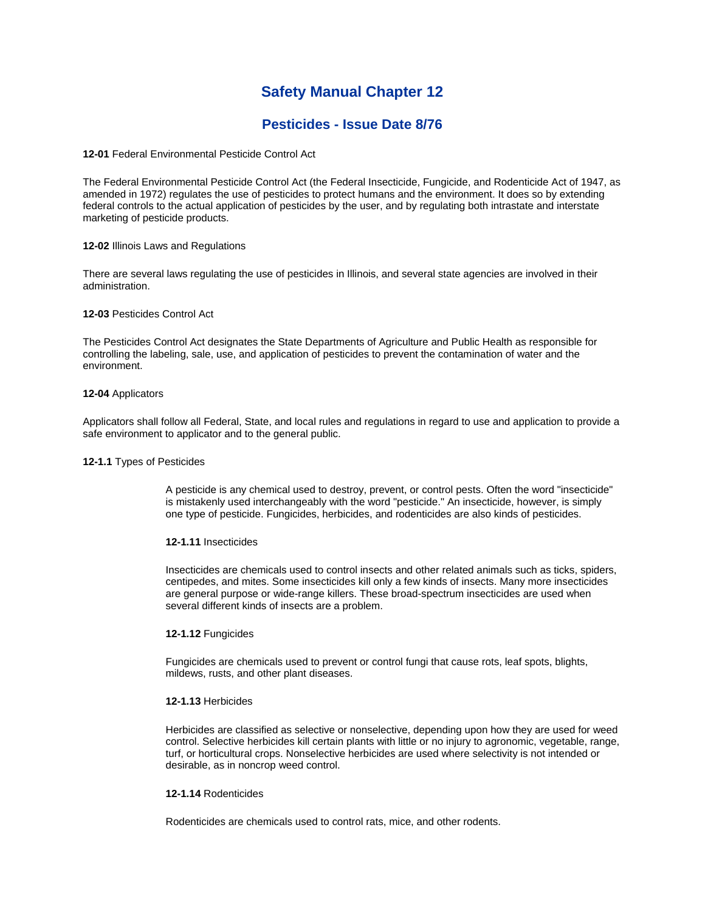# Safety Manual Chapter 12

## Pesticides - Issue Date 8/76

**12-01** Federal Environmental Pesticide Control Act

The Federal Environmental Pesticide Control Act (the Federal Insecticide, Fungicide, and Rodenticide Act of 1947, as amended in 1972) regulates the use of pesticides to protect humans and the environment. It does so by extending federal controls to the actual application of pesticides by the user, and by regulating both intrastate and interstate marketing of pesticide products.

**12-02** Illinois Laws and Regulations

There are several laws regulating the use of pesticides in Illinois, and several state agencies are involved in their administration.

**12-03** Pesticides Control Act

The Pesticides Control Act designates the State Departments of Agriculture and Public Health as responsible for controlling the labeling, sale, use, and application of pesticides to prevent the contamination of water and the environment.

**12-04** Applicators

Applicators shall follow all Federal, State, and local rules and regulations in regard to use and application to provide a safe environment to applicator and to the general public.

**12-1.1** Types of Pesticides

A pesticide is any chemical used to destroy, prevent, or control pests. Often the word "insecticide" is mistakenly used interchangeably with the word "pesticide." An insecticide, however, is simply one type of pesticide. Fungicides, herbicides, and rodenticides are also kinds of pesticides.

**12-1.11** Insecticides

Insecticides are chemicals used to control insects and other related animals such as ticks, spiders, centipedes, and mites. Some insecticides kill only a few kinds of insects. Many more insecticides are general purpose or wide-range killers. These broad-spectrum insecticides are used when several different kinds of insects are a problem.

**12-1.12** Fungicides

Fungicides are chemicals used to prevent or control fungi that cause rots, leaf spots, blights, mildews, rusts, and other plant diseases.

**12-1.13** Herbicides

Herbicides are classified as selective or nonselective, depending upon how they are used for weed control. Selective herbicides kill certain plants with little or no injury to agronomic, vegetable, range, turf, or horticultural crops. Nonselective herbicides are used where selectivity is not intended or desirable, as in noncrop weed control.

**12-1.14** Rodenticides

Rodenticides are chemicals used to control rats, mice, and other rodents.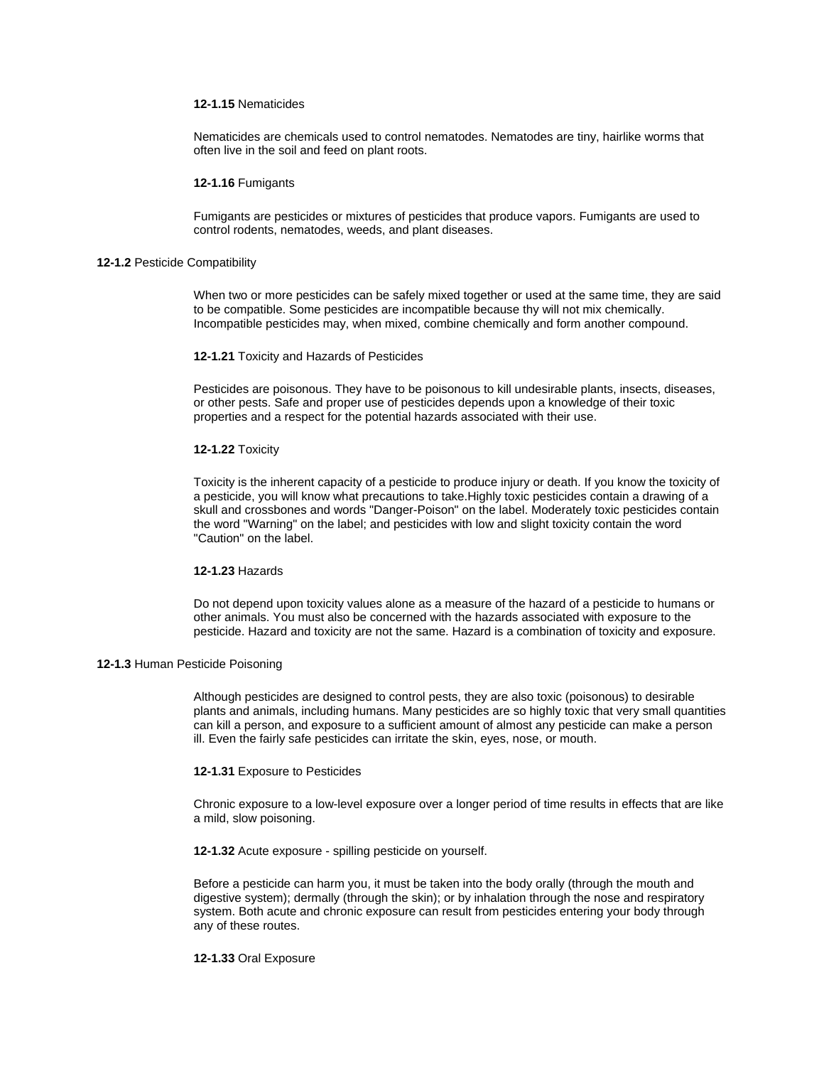**12-1.15** Nematicides

Nematicides are chemicals used to control nematodes. Nematodes are tiny, hairlike worms that often live in the soil and feed on plant roots.

**12-1.16** Fumigants

Fumigants are pesticides or mixtures of pesticides that produce vapors. Fumigants are used to control rodents, nematodes, weeds, and plant diseases.

**12-1.2** Pesticide Compatibility

When two or more pesticides can be safely mixed together or used at the same time, they are said to be compatible. Some pesticides are incompatible because thy will not mix chemically. Incompatible pesticides may, when mixed, combine chemically and form another compound.

**12-1.21** Toxicity and Hazards of Pesticides

Pesticides are poisonous. They have to be poisonous to kill undesirable plants, insects, diseases, or other pests. Safe and proper use of pesticides depends upon a knowledge of their toxic properties and a respect for the potential hazards associated with their use.

**12-1.22** Toxicity

Toxicity is the inherent capacity of a pesticide to produce injury or death. If you know the toxicity of a pesticide, you will know what precautions to take.Highly toxic pesticides contain a drawing of a skull and crossbones and words "Danger-Poison" on the label. Moderately toxic pesticides contain the word "Warning" on the label; and pesticides with low and slight toxicity contain the word "Caution" on the label.

**12-1.23** Hazards

Do not depend upon toxicity values alone as a measure of the hazard of a pesticide to humans or other animals. You must also be concerned with the hazards associated with exposure to the pesticide. Hazard and toxicity are not the same. Hazard is a combination of toxicity and exposure.

**12-1.3** Human Pesticide Poisoning

Although pesticides are designed to control pests, they are also toxic (poisonous) to desirable plants and animals, including humans. Many pesticides are so highly toxic that very small quantities can kill a person, and exposure to a sufficient amount of almost any pesticide can make a person ill. Even the fairly safe pesticides can irritate the skin, eyes, nose, or mouth.

**12-1.31** Exposure to Pesticides

Chronic exposure to a low-level exposure over a longer period of time results in effects that are like a mild, slow poisoning.

**12-1.32** Acute exposure - spilling pesticide on yourself.

Before a pesticide can harm you, it must be taken into the body orally (through the mouth and digestive system); dermally (through the skin); or by inhalation through the nose and respiratory system. Both acute and chronic exposure can result from pesticides entering your body through any of these routes.

**12-1.33** Oral Exposure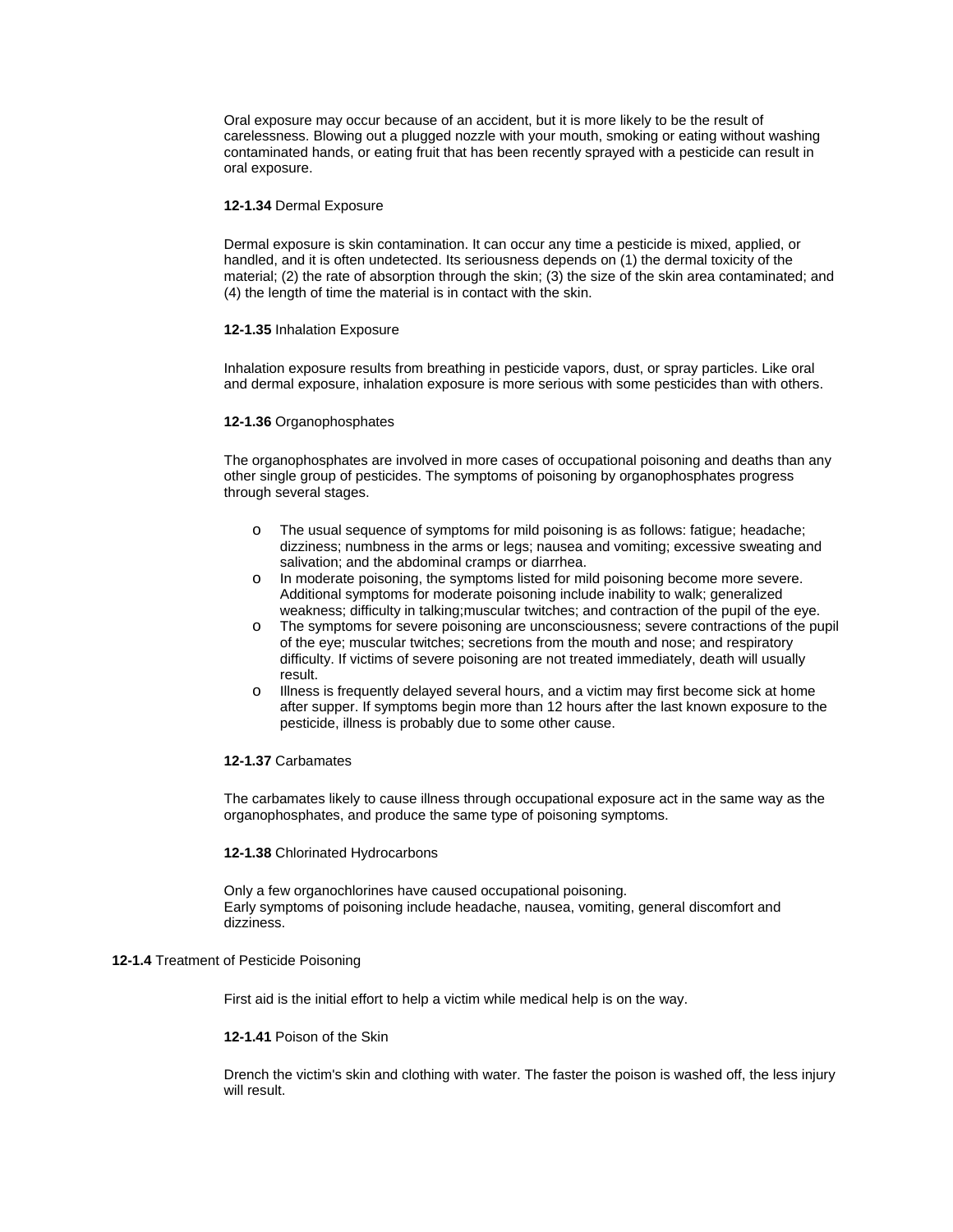Oral exposure may occur because of an accident, but it is more likely to be the result of carelessness. Blowing out a plugged nozzle with your mouth, smoking or eating without washing contaminated hands, or eating fruit that has been recently sprayed with a pesticide can result in oral exposure.

**12-1.34** Dermal Exposure

Dermal exposure is skin contamination. It can occur any time a pesticide is mixed, applied, or handled, and it is often undetected. Its seriousness depends on (1) the dermal toxicity of the material; (2) the rate of absorption through the skin; (3) the size of the skin area contaminated; and (4) the length of time the material is in contact with the skin.

**12-1.35** Inhalation Exposure

Inhalation exposure results from breathing in pesticide vapors, dust, or spray particles. Like oral and dermal exposure, inhalation exposure is more serious with some pesticides than with others.

**12-1.36** Organophosphates

The organophosphates are involved in more cases of occupational poisoning and deaths than any other single group of pesticides. The symptoms of poisoning by organophosphates progress through several stages.

- The usual sequence of symptoms for mild poisoning is as follows: fatigue; headache; dizziness; numbness in the arms or legs; nausea and vomiting; excessive sweating and salivation; and the abdominal cramps or diarrhea.
- In moderate poisoning, the symptoms listed for mild poisoning become more severe. Additional symptoms for moderate poisoning include inability to walk; generalized weakness; difficulty in talking;muscular twitches; and contraction of the pupil of the eye.
- The symptoms for severe poisoning are unconsciousness; severe contractions of the pupil of the eye; muscular twitches; secretions from the mouth and nose; and respiratory difficulty. If victims of severe poisoning are not treated immediately, death will usually result.
- Illness is frequently delayed several hours, and a victim may first become sick at home after supper. If symptoms begin more than 12 hours after the last known exposure to the pesticide, illness is probably due to some other cause.

**12-1.37** Carbamates

The carbamates likely to cause illness through occupational exposure act in the same way as the organophosphates, and produce the same type of poisoning symptoms.

**12-1.38** Chlorinated Hydrocarbons

Only a few organochlorines have caused occupational poisoning.
Early symptoms of poisoning include headache, nausea, vomiting, general discomfort and dizziness.

**12-1.4** Treatment of Pesticide Poisoning

First aid is the initial effort to help a victim while medical help is on the way.

**12-1.41** Poison of the Skin

Drench the victim's skin and clothing with water. The faster the poison is washed off, the less injury will result.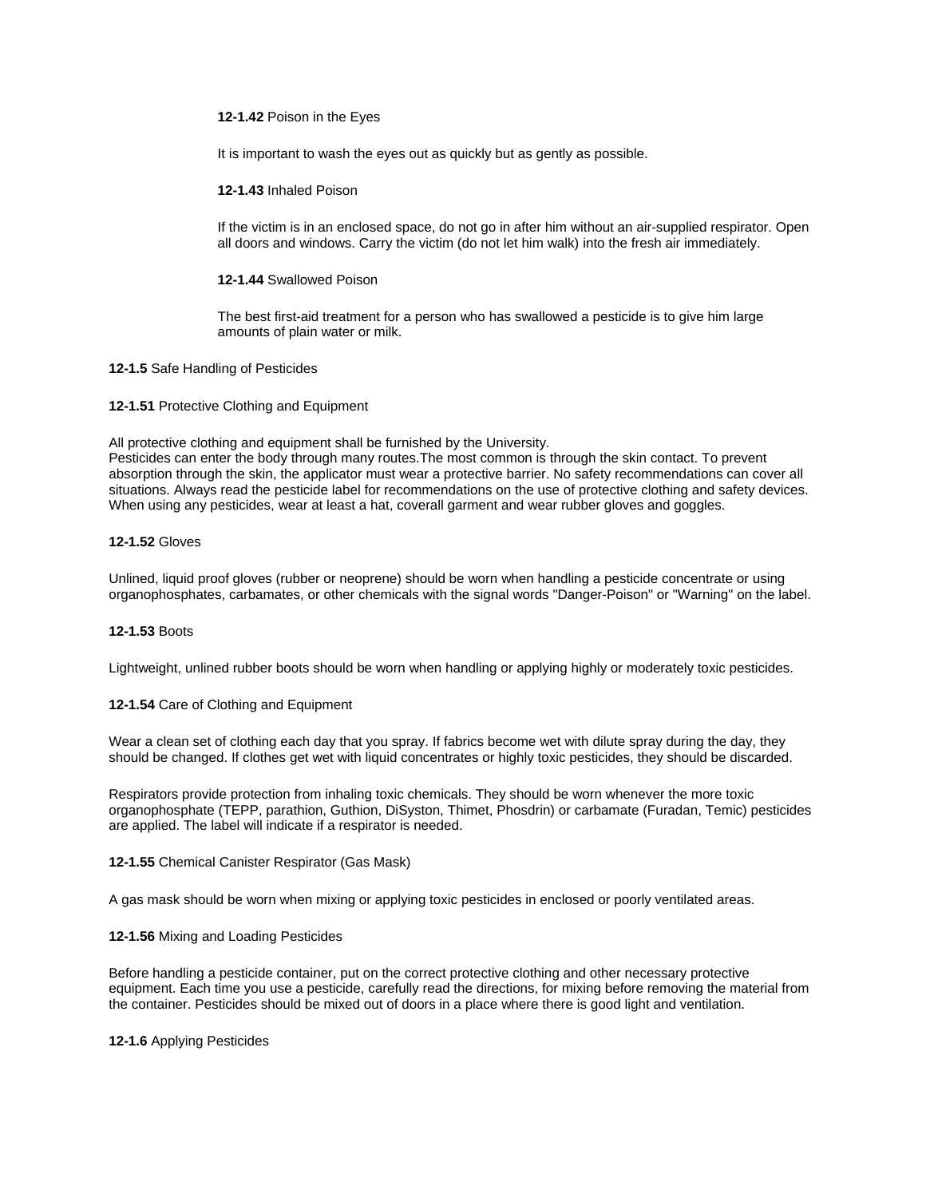**12-1.42** Poison in the Eyes

It is important to wash the eyes out as quickly but as gently as possible.

**12-1.43** Inhaled Poison

If the victim is in an enclosed space, do not go in after him without an air-supplied respirator. Open all doors and windows. Carry the victim (do not let him walk) into the fresh air immediately.

**12-1.44** Swallowed Poison

The best first-aid treatment for a person who has swallowed a pesticide is to give him large amounts of plain water or milk.

**12-1.5** Safe Handling of Pesticides

**12-1.51** Protective Clothing and Equipment

All protective clothing and equipment shall be furnished by the University.
Pesticides can enter the body through many routes.The most common is through the skin contact. To prevent absorption through the skin, the applicator must wear a protective barrier. No safety recommendations can cover all situations. Always read the pesticide label for recommendations on the use of protective clothing and safety devices. When using any pesticides, wear at least a hat, coverall garment and wear rubber gloves and goggles.

**12-1.52** Gloves

Unlined, liquid proof gloves (rubber or neoprene) should be worn when handling a pesticide concentrate or using organophosphates, carbamates, or other chemicals with the signal words "Danger-Poison" or "Warning" on the label.

**12-1.53** Boots

Lightweight, unlined rubber boots should be worn when handling or applying highly or moderately toxic pesticides.

**12-1.54** Care of Clothing and Equipment

Wear a clean set of clothing each day that you spray. If fabrics become wet with dilute spray during the day, they should be changed. If clothes get wet with liquid concentrates or highly toxic pesticides, they should be discarded.

Respirators provide protection from inhaling toxic chemicals. They should be worn whenever the more toxic organophosphate (TEPP, parathion, Guthion, DiSyston, Thimet, Phosdrin) or carbamate (Furadan, Temic) pesticides are applied. The label will indicate if a respirator is needed.

**12-1.55** Chemical Canister Respirator (Gas Mask)

A gas mask should be worn when mixing or applying toxic pesticides in enclosed or poorly ventilated areas.

**12-1.56** Mixing and Loading Pesticides

Before handling a pesticide container, put on the correct protective clothing and other necessary protective equipment. Each time you use a pesticide, carefully read the directions, for mixing before removing the material from the container. Pesticides should be mixed out of doors in a place where there is good light and ventilation.

**12-1.6** Applying Pesticides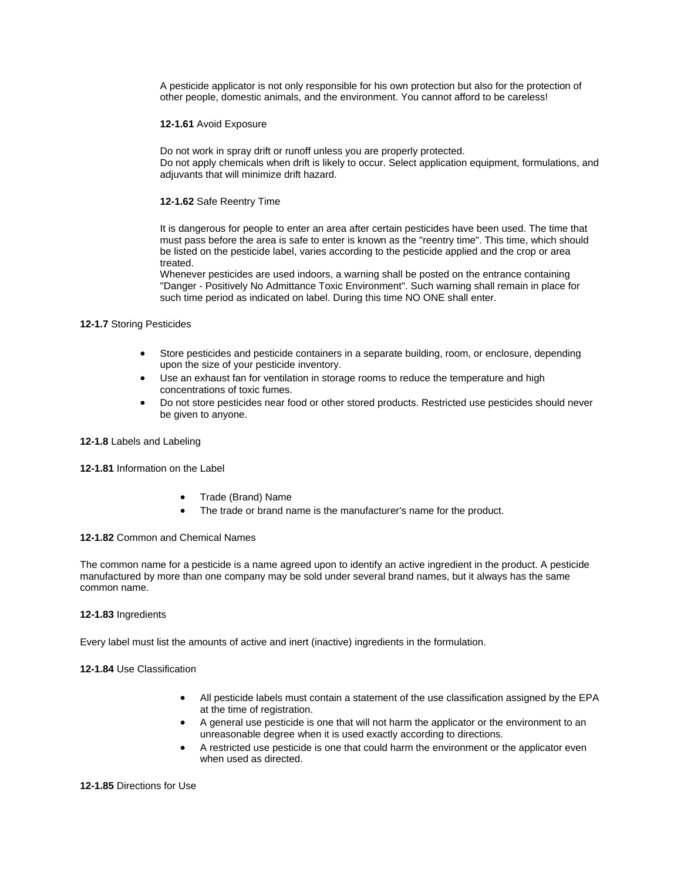A pesticide applicator is not only responsible for his own protection but also for the protection of other people, domestic animals, and the environment. You cannot afford to be careless!

**12-1.61** Avoid Exposure

Do not work in spray drift or runoff unless you are properly protected.
Do not apply chemicals when drift is likely to occur. Select application equipment, formulations, and adjuvants that will minimize drift hazard.

**12-1.62** Safe Reentry Time

It is dangerous for people to enter an area after certain pesticides have been used. The time that must pass before the area is safe to enter is known as the "reentry time". This time, which should be listed on the pesticide label, varies according to the pesticide applied and the crop or area treated.
Whenever pesticides are used indoors, a warning shall be posted on the entrance containing "Danger - Positively No Admittance Toxic Environment". Such warning shall remain in place for such time period as indicated on label. During this time NO ONE shall enter.

**12-1.7** Storing Pesticides

- Store pesticides and pesticide containers in a separate building, room, or enclosure, depending upon the size of your pesticide inventory.
- Use an exhaust fan for ventilation in storage rooms to reduce the temperature and high concentrations of toxic fumes.
- Do not store pesticides near food or other stored products. Restricted use pesticides should never be given to anyone.

**12-1.8** Labels and Labeling

**12-1.81** Information on the Label

- Trade (Brand) Name
- The trade or brand name is the manufacturer's name for the product.

**12-1.82** Common and Chemical Names

The common name for a pesticide is a name agreed upon to identify an active ingredient in the product. A pesticide manufactured by more than one company may be sold under several brand names, but it always has the same common name.

**12-1.83** Ingredients

Every label must list the amounts of active and inert (inactive) ingredients in the formulation.

**12-1.84** Use Classification

- All pesticide labels must contain a statement of the use classification assigned by the EPA at the time of registration.
- A general use pesticide is one that will not harm the applicator or the environment to an unreasonable degree when it is used exactly according to directions.
- A restricted use pesticide is one that could harm the environment or the applicator even when used as directed.

**12-1.85** Directions for Use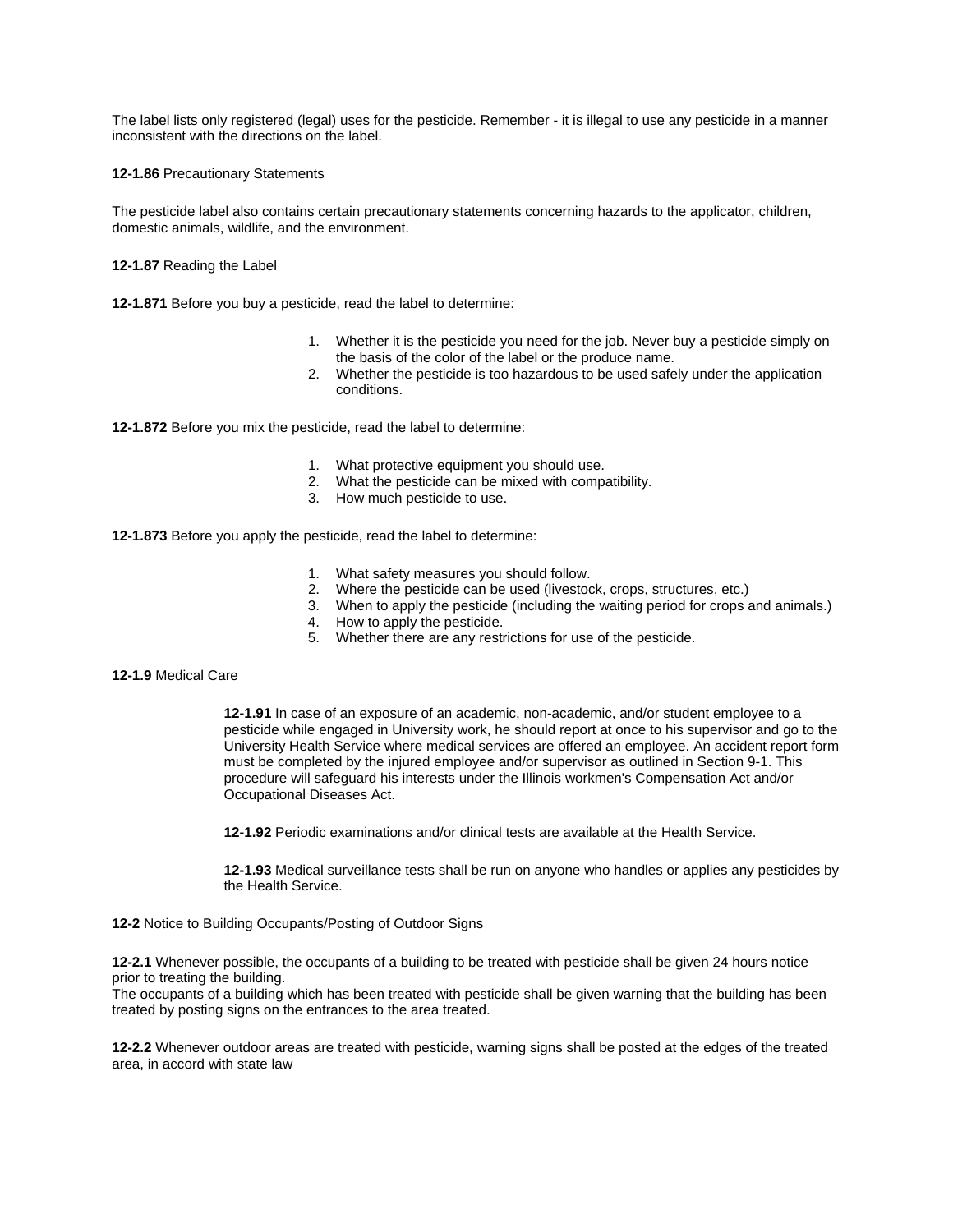The label lists only registered (legal) uses for the pesticide. Remember - it is illegal to use any pesticide in a manner inconsistent with the directions on the label.

**12-1.86** Precautionary Statements

The pesticide label also contains certain precautionary statements concerning hazards to the applicator, children, domestic animals, wildlife, and the environment.

**12-1.87** Reading the Label

**12-1.871** Before you buy a pesticide, read the label to determine:

1. Whether it is the pesticide you need for the job. Never buy a pesticide simply on the basis of the color of the label or the produce name.
2. Whether the pesticide is too hazardous to be used safely under the application conditions.

**12-1.872** Before you mix the pesticide, read the label to determine:

1. What protective equipment you should use.
2. What the pesticide can be mixed with compatibility.
3. How much pesticide to use.

**12-1.873** Before you apply the pesticide, read the label to determine:

1. What safety measures you should follow.
2. Where the pesticide can be used (livestock, crops, structures, etc.)
3. When to apply the pesticide (including the waiting period for crops and animals.)
4. How to apply the pesticide.
5. Whether there are any restrictions for use of the pesticide.

**12-1.9** Medical Care

**12-1.91** In case of an exposure of an academic, non-academic, and/or student employee to a pesticide while engaged in University work, he should report at once to his supervisor and go to the University Health Service where medical services are offered an employee. An accident report form must be completed by the injured employee and/or supervisor as outlined in Section 9-1. This procedure will safeguard his interests under the Illinois workmen's Compensation Act and/or Occupational Diseases Act.

**12-1.92** Periodic examinations and/or clinical tests are available at the Health Service.

**12-1.93** Medical surveillance tests shall be run on anyone who handles or applies any pesticides by the Health Service.

**12-2** Notice to Building Occupants/Posting of Outdoor Signs

**12-2.1** Whenever possible, the occupants of a building to be treated with pesticide shall be given 24 hours notice prior to treating the building.
The occupants of a building which has been treated with pesticide shall be given warning that the building has been treated by posting signs on the entrances to the area treated.

**12-2.2** Whenever outdoor areas are treated with pesticide, warning signs shall be posted at the edges of the treated area, in accord with state law